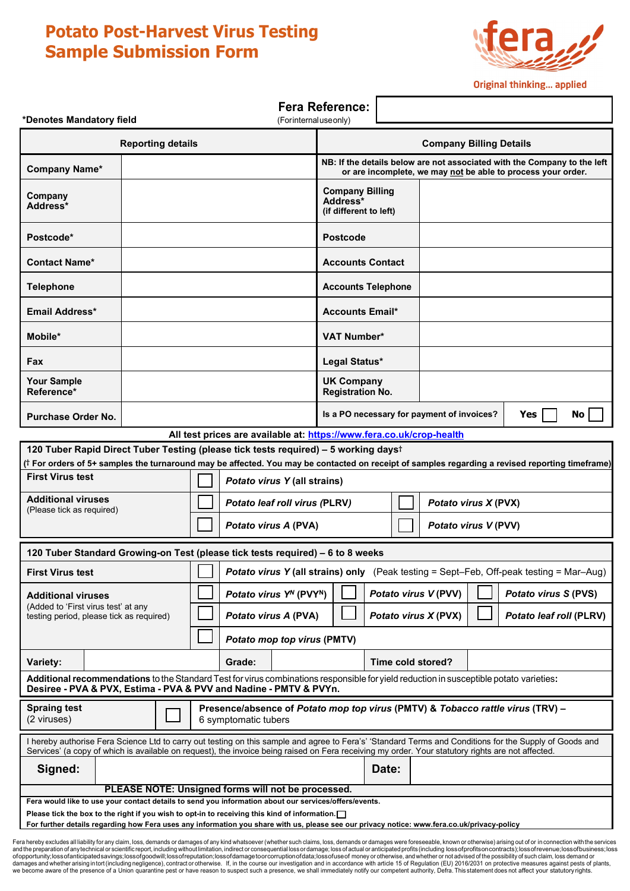# Potato Post-Harvest Virus Testing Sample Submission Form

fera

Original thinking... applied

**Fera Reference:** (For internal use only)

***Denotes Mandatory field**

| Reporting details | | Company Billing Details | |
|---|---|---|---|
| **Company Name*** | | **NB: If the details below are not associated with the Company to the left or are incomplete, we may not be able to process your order.** | |
| **Company Address*** | | **Company Billing Address*** **(if different to left)** | |
| **Postcode*** | | **Postcode** | |
| **Contact Name*** | | **Accounts Contact** | |
| **Telephone** | | **Accounts Telephone** | |
| **Email Address*** | | **Accounts Email*** | |
| **Mobile*** | | **VAT Number*** | |
| **Fax** | | **Legal Status*** | |
| **Your Sample Reference*** | | **UK Company Registration No.** | |
| **Purchase Order No.** | | **Is a PO necessary for payment of invoices?** | **Yes** ☐ **No** ☐ |

**All test prices are available at: https://www.fera.co.uk/crop-health**

**120 Tuber Rapid Direct Tuber Testing (please tick tests required) – 5 working days†**

**(† For orders of 5+ samples the turnaround may be affected. You may be contacted on receipt of samples regarding a revised reporting timeframe)**

| | | | | |
|---|---|---|---|---|
| **First Virus test** | ☐ | ***Potato virus Y* (all strains)** | | |
| **Additional viruses** (Please tick as required) | ☐ | ***Potato leaf roll virus* (PLRV)** | ☐ | ***Potato virus X* (PVX)** |
| | ☐ | ***Potato virus A* (PVA)** | ☐ | ***Potato virus V* (PVV)** |

**120 Tuber Standard Growing-on Test (please tick tests required) – 6 to 8 weeks**

| | | | | | | |
|---|---|---|---|---|---|---|
| **First Virus test** | ☐ | ***Potato virus Y* (all strains) only** (Peak testing = Sept–Feb, Off-peak testing = Mar–Aug) | | | | |
| **Additional viruses** (Added to 'First virus test' at any testing period, please tick as required) | ☐ | ***Potato virus $Y^N$* ($PVY^N$)** | ☐ | ***Potato virus V* (PVV)** | ☐ | ***Potato virus S* (PVS)** |
| | ☐ | ***Potato virus A* (PVA)** | ☐ | ***Potato virus X* (PVX)** | ☐ | ***Potato leaf roll* (PLRV)** |
| | ☐ | ***Potato mop top virus* (PMTV)** | | | | |

| | | | | | |
|---|---|---|---|---|---|
| **Variety:** | | **Grade:** | | **Time cold stored?** | |

**Additional recommendations** to the Standard Test for virus combinations responsible for yield reduction in susceptible potato varieties: **Desiree - PVA & PVX, Estima - PVA & PVV and Nadine - PMTV & PVYn.**

| | | |
|---|---|---|
| **Spraing test** (2 viruses) | ☐ | **Presence/absence of *Potato mop top virus* (PMTV) & *Tobacco rattle virus* (TRV) –** 6 symptomatic tubers |

I hereby authorise Fera Science Ltd to carry out testing on this sample and agree to Fera's' 'Standard Terms and Conditions for the Supply of Goods and Services' (a copy of which is available on request), the invoice being raised on Fera receiving my order. Your statutory rights are not affected.

| | | | |
|---|---|---|---|
| **Signed:** | | **Date:** | |

**PLEASE NOTE: Unsigned forms will not be processed.**

**Fera would like to use your contact details to send you information about our services/offers/events.**

**Please tick the box to the right if you wish to opt-in to receiving this kind of information.** ☐

**For further details regarding how Fera uses any information you share with us, please see our privacy notice: www.fera.co.uk/privacy-policy**

Fera hereby excludes all liability for any claim, loss, demands or damages of any kind whatsoever (whether such claims, loss, demands or damages were foreseeable, known or otherwise) arising out of or in connection with the services and the preparation of any technical or scientific report, including without limitation, indirect or consequential loss or damage; loss of actual or anticipated profits (including loss of profits on contracts); loss of revenue; loss of business; loss of opportunity; loss of anticipated savings; loss of goodwill; loss of reputation; loss of damage to or corruption of data; loss of use of money or otherwise, and whether or not advised of the possibility of such claim, loss demand or damages and whether arising in tort (including negligence), contract or otherwise. If, in the course our investigation and in accordance with article 15 of Regulation (EU) 2016/2031 on protective measures against pests of plants, we become aware of the presence of a Union quarantine pest or have reason to suspect such a presence, we shall immediately notify our competent authority, Defra. This statement does not affect your statutory rights.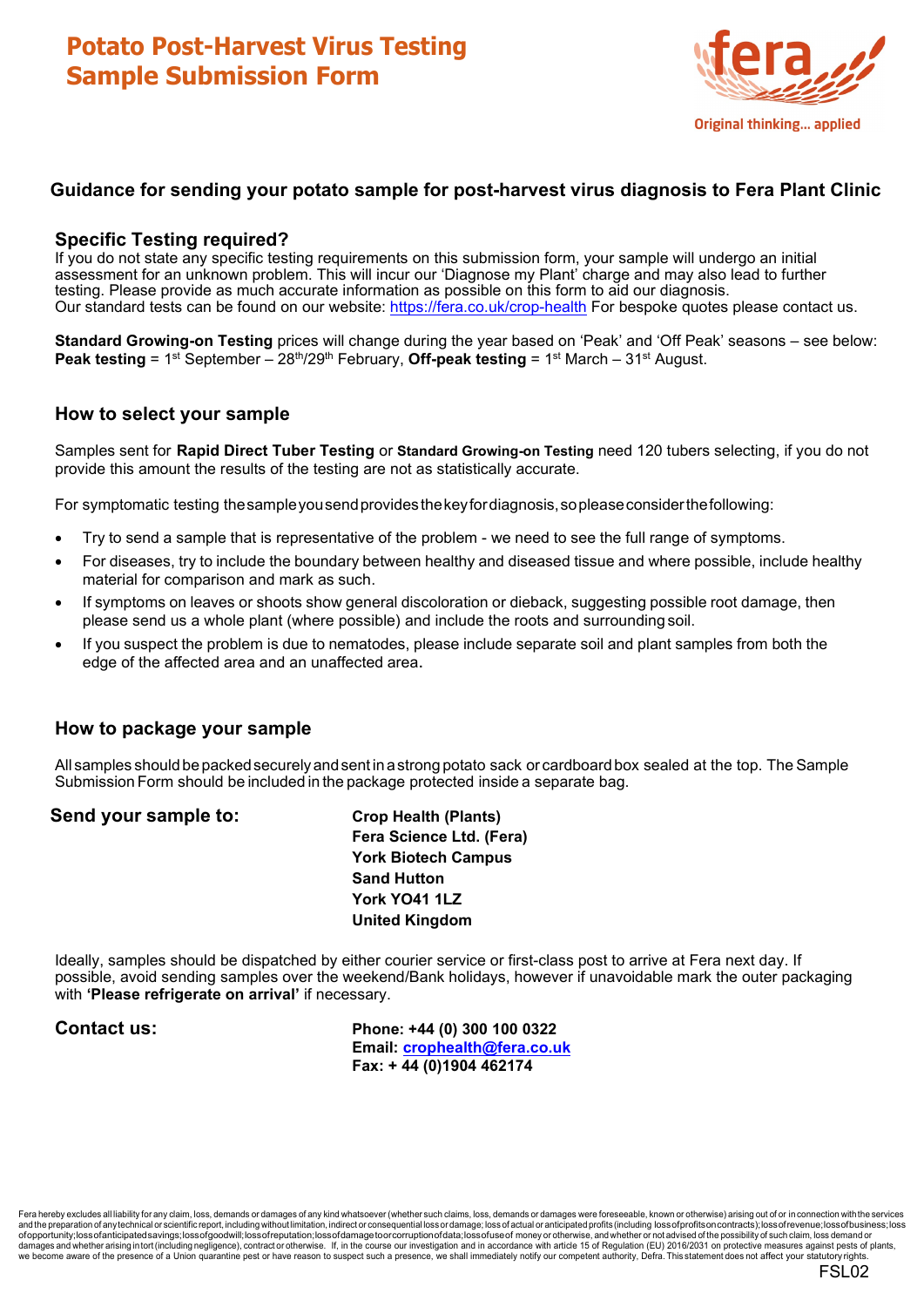# Potato Post-Harvest Virus Testing Sample Submission Form

fera
Original thinking... applied

## Guidance for sending your potato sample for post-harvest virus diagnosis to Fera Plant Clinic

### Specific Testing required?

If you do not state any specific testing requirements on this submission form, your sample will undergo an initial assessment for an unknown problem. This will incur our 'Diagnose my Plant' charge and may also lead to further testing. Please provide as much accurate information as possible on this form to aid our diagnosis.
Our standard tests can be found on our website: https://fera.co.uk/crop-health For bespoke quotes please contact us.

**Standard Growing-on Testing** prices will change during the year based on 'Peak' and 'Off Peak' seasons – see below:
**Peak testing** = 1st September – 28th/29th February, **Off-peak testing** = 1st March – 31st August.

### How to select your sample

Samples sent for **Rapid Direct Tuber Testing** or **Standard Growing-on Testing** need 120 tubers selecting, if you do not provide this amount the results of the testing are not as statistically accurate.

For symptomatic testing the sample you send provides the key for diagnosis, so please consider the following:

- Try to send a sample that is representative of the problem - we need to see the full range of symptoms.
- For diseases, try to include the boundary between healthy and diseased tissue and where possible, include healthy material for comparison and mark as such.
- If symptoms on leaves or shoots show general discoloration or dieback, suggesting possible root damage, then please send us a whole plant (where possible) and include the roots and surrounding soil.
- If you suspect the problem is due to nematodes, please include separate soil and plant samples from both the edge of the affected area and an unaffected area.

### How to package your sample

All samples should be packed securely and sent in a strong potato sack or cardboard box sealed at the top. The Sample Submission Form should be included in the package protected inside a separate bag.

**Send your sample to:**

**Crop Health (Plants)**
**Fera Science Ltd. (Fera)**
**York Biotech Campus**
**Sand Hutton**
**York YO41 1LZ**
**United Kingdom**

Ideally, samples should be dispatched by either courier service or first-class post to arrive at Fera next day. If possible, avoid sending samples over the weekend/Bank holidays, however if unavoidable mark the outer packaging with **'Please refrigerate on arrival'** if necessary.

**Contact us:**

**Phone: +44 (0) 300 100 0322**
**Email: crophealth@fera.co.uk**
**Fax: + 44 (0)1904 462174**

Fera hereby excludes all liability for any claim, loss, demands or damages of any kind whatsoever (whether such claims, loss, demands or damages were foreseeable, known or otherwise) arising out of or in connection with the services and the preparation of any technical or scientific report, including without limitation, indirect or consequential loss or damage; loss of actual or anticipated profits (including loss of profits on contracts); loss of revenue; loss of business; loss of opportunity; loss of anticipated savings; loss of goodwill; loss of reputation; loss of damage to or corruption of data; loss of use of money or otherwise, and whether or not advised of the possibility of such claim, loss demand or damages and whether arising in tort (including negligence), contract or otherwise. If, in the course our investigation and in accordance with article 15 of Regulation (EU) 2016/2031 on protective measures against pests of plants, we become aware of the presence of a Union quarantine pest or have reason to suspect such a presence, we shall immediately notify our competent authority, Defra. This statement does not affect your statutory rights.

FSL02